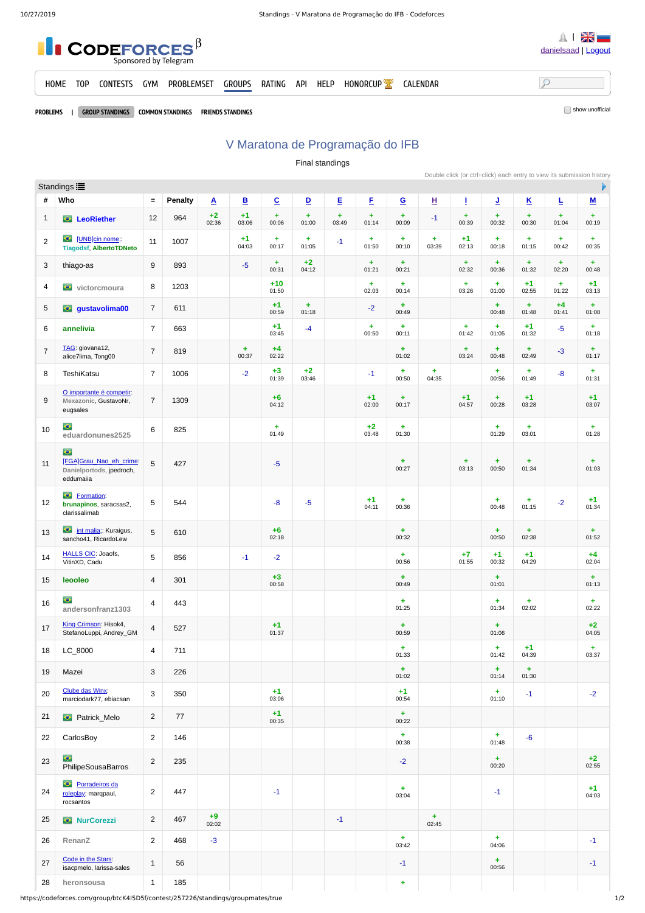**CODEFORCES** β
Sponsored by Telegram

danielsaad | Logout

HOME | TOP | CONTESTS | GYM | PROBLEMSET | GROUPS | RATING | API | HELP | HONORCUP | CALENDAR

PROBLEMS | GROUP STANDINGS | COMMON STANDINGS | FRIENDS STANDINGS

show unofficial

# V Maratona de Programação do IFB

Final standings

Double click (or ctrl+click) each entry to view its submission history

Standings

| # | Who | = | Penalty | A | B | C | D | E | F | G | H | I | J | K | L | M |
|---|---|---|---|---|---|---|---|---|---|---|---|---|---|---|---|---|
| 1 | LeoRiether | 12 | 964 | +2 02:36 | +1 03:06 | + 00:06 | + 01:00 | + 03:49 | + 01:14 | + 00:09 | -1 | + 00:39 | + 00:32 | + 00:30 | + 01:04 | + 00:19 |
| 2 | [UNB]cin nome:: Tiagodsf, AlbertoTDNeto | 11 | 1007 | | +1 04:03 | + 00:17 | + 01:05 | -1 | + 01:50 | + 00:10 | + 03:39 | +1 02:13 | + 00:18 | + 01:15 | + 00:42 | + 00:35 |
| 3 | thiago-as | 9 | 893 | | -5 | + 00:31 | +2 04:12 | | + 01:21 | + 00:21 | | + 02:32 | + 00:36 | + 01:32 | + 02:20 | + 00:48 |
| 4 | victorcmoura | 8 | 1203 | | | +10 01:50 | | | + 02:03 | + 00:14 | | + 03:26 | + 01:00 | +1 02:55 | + 01:22 | +1 03:13 |
| 5 | gustavolima00 | 7 | 611 | | | +1 00:59 | + 01:18 | | -2 | + 00:49 | | | + 00:48 | + 01:48 | +4 01:41 | + 01:08 |
| 6 | annelivia | 7 | 663 | | | +1 03:45 | -4 | | + 00:50 | + 00:11 | | + 01:42 | + 01:05 | +1 01:32 | -5 | + 01:18 |
| 7 | TAG: giovana12, alice7lima, Tong00 | 7 | 819 | | + 00:37 | +4 02:22 | | | | + 01:02 | | + 03:24 | + 00:48 | + 02:49 | -3 | + 01:17 |
| 8 | TeshiKatsu | 7 | 1006 | | -2 | +3 01:39 | +2 03:46 | | -1 | + 00:50 | + 04:35 | | + 00:56 | + 01:49 | -8 | + 01:31 |
| 9 | O importante é competir: Mexazonic, GustavoNr, eugsales | 7 | 1309 | | | +6 04:12 | | | +1 02:00 | + 00:17 | | +1 04:57 | + 00:28 | +1 03:28 | | +1 03:07 |
| 10 | eduardonunes2525 | 6 | 825 | | | + 01:49 | | | +2 03:48 | + 01:30 | | | + 01:29 | + 03:01 | | + 01:28 |
| 11 | [FGA]Grau_Nao_eh_crime: Danielportods, jpedroch, eddumaiia | 5 | 427 | | | -5 | | | | + 00:27 | | + 03:13 | + 00:50 | + 01:34 | | + 01:03 |
| 12 | Formation: brunapinos, saracsas2, clarissalimab | 5 | 544 | | | -8 | -5 | | +1 04:11 | + 00:36 | | | + 00:48 | + 01:15 | -2 | +1 01:34 |
| 13 | int malia:: Kuraigus, sancho41, RicardoLew | 5 | 610 | | | +6 02:18 | | | | + 00:32 | | | + 00:50 | + 02:38 | | + 01:52 |
| 14 | HALLS CIC: Joaofs, VitinXD, Cadu | 5 | 856 | | -1 | -2 | | | | + 00:56 | | +7 01:55 | +1 00:32 | +1 04:29 | | +4 02:04 |
| 15 | leooleo | 4 | 301 | | | +3 00:58 | | | | + 00:49 | | | + 01:01 | | | + 01:13 |
| 16 | andersonfranz1303 | 4 | 443 | | | | | | | + 01:25 | | | + 01:34 | + 02:02 | | + 02:22 |
| 17 | King Crimson: Hisok4, StefanoLuppi, Andrey_GM | 4 | 527 | | | +1 01:37 | | | | + 00:59 | | | + 01:06 | | | +2 04:05 |
| 18 | LC_8000 | 4 | 711 | | | | | | | + 01:33 | | | + 01:42 | +1 04:39 | | + 03:37 |
| 19 | Mazei | 3 | 226 | | | | | | | + 01:02 | | | + 01:14 | + 01:30 | | |
| 20 | Clube das Winx: marciodark77, ebiacsan | 3 | 350 | | | +1 03:06 | | | | +1 00:54 | | | + 01:10 | -1 | | -2 |
| 21 | Patrick_Melo | 2 | 77 | | | +1 00:35 | | | | + 00:22 | | | | | | |
| 22 | CarlosBoy | 2 | 146 | | | | | | | + 00:38 | | | + 01:48 | -6 | | |
| 23 | PhilipeSousaBarros | 2 | 235 | | | | | | | -2 | | | + 00:20 | | | +2 02:55 |
| 24 | Porradeiros da roleplay: marqpaul, rocsantos | 2 | 447 | | | -1 | | | | + 03:04 | | | -1 | | | +1 04:03 |
| 25 | NurCorezzi | 2 | 467 | +9 02:02 | | | | -1 | | | + 02:45 | | | | | |
| 26 | RenanZ | 2 | 468 | -3 | | | | | | + 03:42 | | | + 04:06 | | | -1 |
| 27 | Code in the Stars: isacpmelo, larissa-sales | 1 | 56 | | | | | | | -1 | | | + 00:56 | | | -1 |
| 28 | heronsousa | 1 | 185 | | | | | | | + | | | | | | |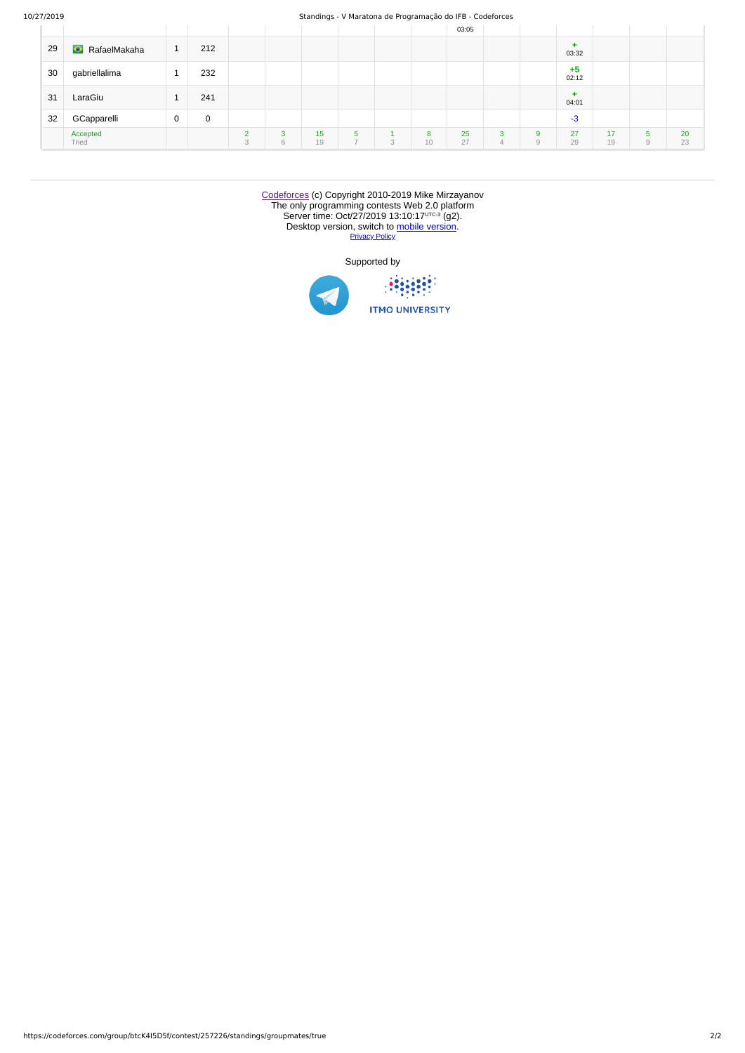| | | | | | | | | | | | | | | | | |
|---|---|---|---|---|---|---|---|---|---|---|---|---|---|---|---|---|
| | | | | | | | | | | 03:05 | | | | | | |
| 29 | RafaelMakaha | 1 | 212 | | | | | | | | | | + 03:32 | | | |
| 30 | gabriellalima | 1 | 232 | | | | | | | | | | +5 02:12 | | | |
| 31 | LaraGiu | 1 | 241 | | | | | | | | | | + 04:01 | | | |
| 32 | GCapparelli | 0 | 0 | | | | | | | | | | -3 | | | |
| | Accepted Tried | | | 2 3 | 3 6 | 15 19 | 5 7 | 1 3 | 8 10 | 25 27 | 3 4 | 9 9 | 27 29 | 17 19 | 5 9 | 20 23 |

Codeforces (c) Copyright 2010-2019 Mike Mirzayanov
The only programming contests Web 2.0 platform
Server time: Oct/27/2019 13:10:17 UTC-3 (g2).
Desktop version, switch to mobile version.
Privacy Policy

Supported by

ITMO UNIVERSITY